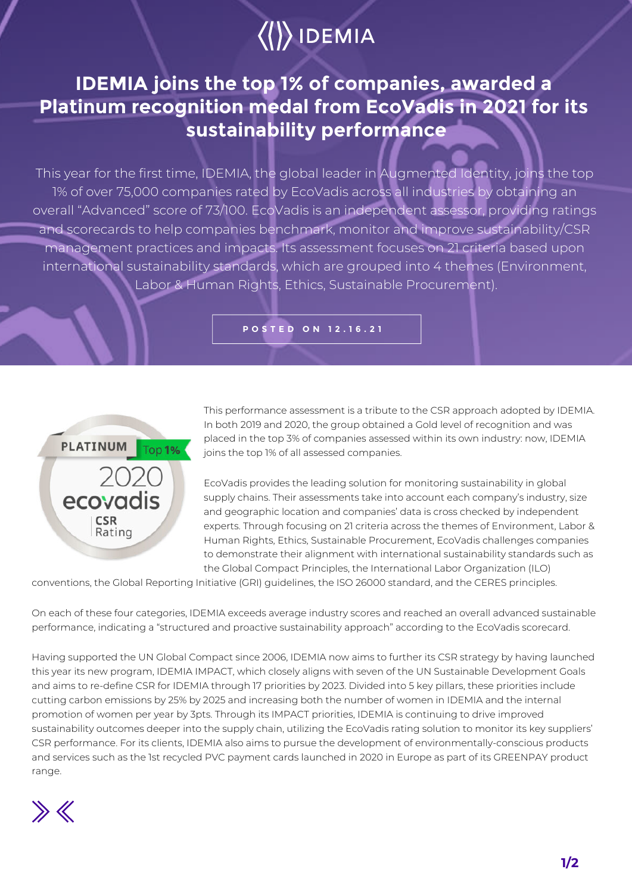IDEMIA

# IDEMIA joins the top 1% of companies, awarded a Platinum recognition medal from EcoVadis in 2021 for its sustainability performance

This year for the first time, IDEMIA, the global leader in Augmented Identity, joins the top 1% of over 75,000 companies rated by EcoVadis across all industries by obtaining an overall "Advanced" score of 73/100. EcoVadis is an independent assessor, providing ratings and scorecards to help companies benchmark, monitor and improve sustainability/CSR management practices and impacts. Its assessment focuses on 21 criteria based upon international sustainability standards, which are grouped into 4 themes (Environment, Labor & Human Rights, Ethics, Sustainable Procurement).

POSTED ON 12.16.21

PLATINUM Top 1%
2020
ecovadis
CSR Rating

This performance assessment is a tribute to the CSR approach adopted by IDEMIA. In both 2019 and 2020, the group obtained a Gold level of recognition and was placed in the top 3% of companies assessed within its own industry: now, IDEMIA joins the top 1% of all assessed companies.

EcoVadis provides the leading solution for monitoring sustainability in global supply chains. Their assessments take into account each company's industry, size and geographic location and companies' data is cross checked by independent experts. Through focusing on 21 criteria across the themes of Environment, Labor & Human Rights, Ethics, Sustainable Procurement, EcoVadis challenges companies to demonstrate their alignment with international sustainability standards such as the Global Compact Principles, the International Labor Organization (ILO) conventions, the Global Reporting Initiative (GRI) guidelines, the ISO 26000 standard, and the CERES principles.

On each of these four categories, IDEMIA exceeds average industry scores and reached an overall advanced sustainable performance, indicating a "structured and proactive sustainability approach" according to the EcoVadis scorecard.

Having supported the UN Global Compact since 2006, IDEMIA now aims to further its CSR strategy by having launched this year its new program, IDEMIA IMPACT, which closely aligns with seven of the UN Sustainable Development Goals and aims to re-define CSR for IDEMIA through 17 priorities by 2023. Divided into 5 key pillars, these priorities include cutting carbon emissions by 25% by 2025 and increasing both the number of women in IDEMIA and the internal promotion of women per year by 3pts. Through its IMPACT priorities, IDEMIA is continuing to drive improved sustainability outcomes deeper into the supply chain, utilizing the EcoVadis rating solution to monitor its key suppliers' CSR performance. For its clients, IDEMIA also aims to pursue the development of environmentally-conscious products and services such as the 1st recycled PVC payment cards launched in 2020 in Europe as part of its GREENPAY product range.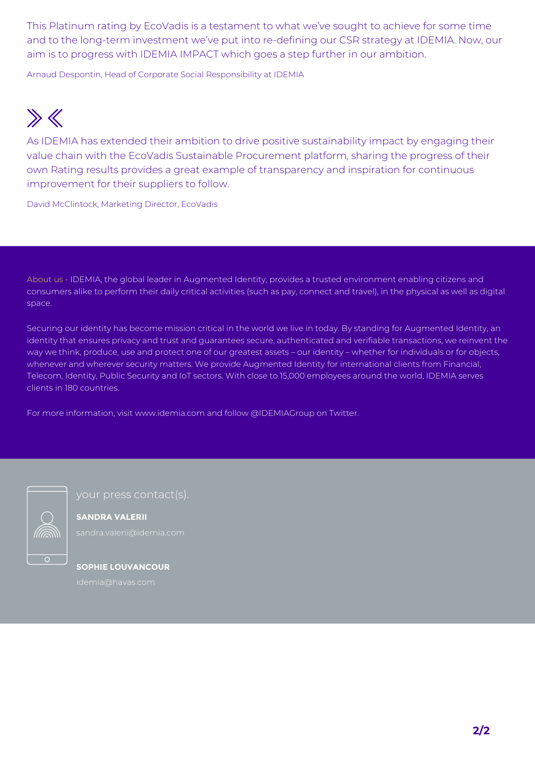This Platinum rating by EcoVadis is a testament to what we've sought to achieve for some time and to the long-term investment we've put into re-defining our CSR strategy at IDEMIA. Now, our aim is to progress with IDEMIA IMPACT which goes a step further in our ambition.

Arnaud Despontin, Head of Corporate Social Responsibility at IDEMIA

As IDEMIA has extended their ambition to drive positive sustainability impact by engaging their value chain with the EcoVadis Sustainable Procurement platform, sharing the progress of their own Rating results provides a great example of transparency and inspiration for continuous improvement for their suppliers to follow.

David McClintock, Marketing Director, EcoVadis

About us - IDEMIA, the global leader in Augmented Identity, provides a trusted environment enabling citizens and consumers alike to perform their daily critical activities (such as pay, connect and travel), in the physical as well as digital space.

Securing our identity has become mission critical in the world we live in today. By standing for Augmented Identity, an identity that ensures privacy and trust and guarantees secure, authenticated and verifiable transactions, we reinvent the way we think, produce, use and protect one of our greatest assets – our identity – whether for individuals or for objects, whenever and wherever security matters. We provide Augmented Identity for international clients from Financial, Telecom, Identity, Public Security and IoT sectors. With close to 15,000 employees around the world, IDEMIA serves clients in 180 countries.

For more information, visit www.idemia.com and follow @IDEMIAGroup on Twitter.

your press contact(s).

**SANDRA VALERII**
sandra.valerii@idemia.com

**SOPHIE LOUVANCOUR**
idemia@havas.com